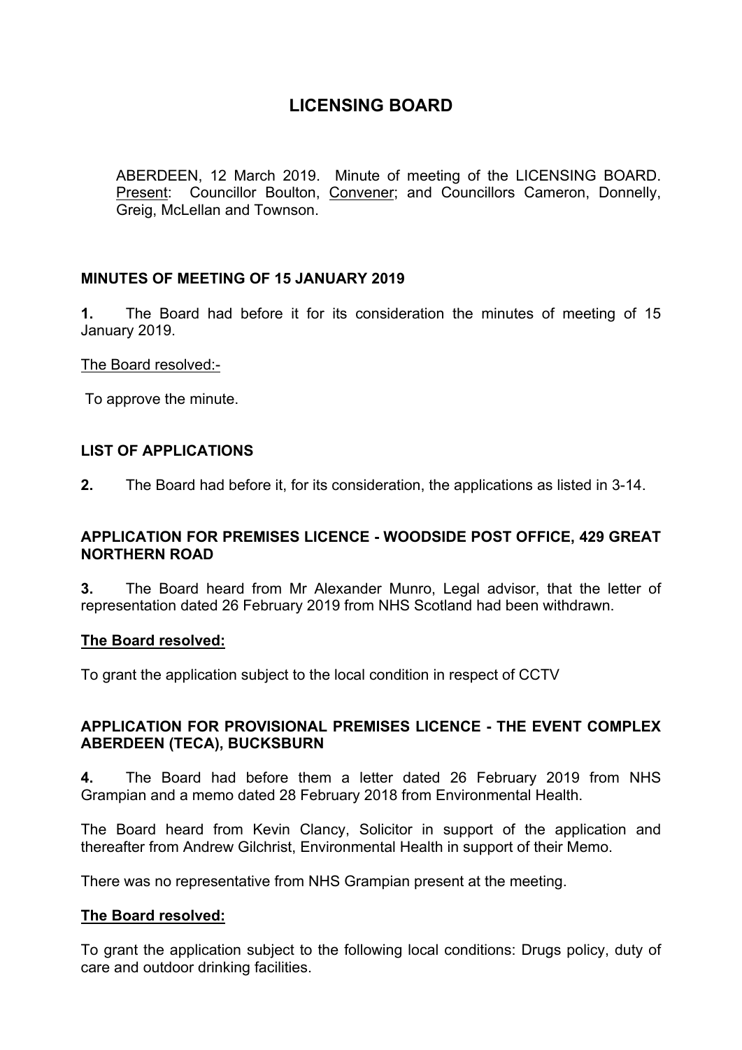# LICENSING BOARD

ABERDEEN, 12 March 2019. Minute of meeting of the LICENSING BOARD. Present: Councillor Boulton, Convener; and Councillors Cameron, Donnelly, Greig, McLellan and Townson.

## MINUTES OF MEETING OF 15 JANUARY 2019

**1.** The Board had before it for its consideration the minutes of meeting of 15 January 2019.

The Board resolved:-

To approve the minute.

## LIST OF APPLICATIONS

**2.** The Board had before it, for its consideration, the applications as listed in 3-14.

## APPLICATION FOR PREMISES LICENCE - WOODSIDE POST OFFICE, 429 GREAT NORTHERN ROAD

**3.** The Board heard from Mr Alexander Munro, Legal advisor, that the letter of representation dated 26 February 2019 from NHS Scotland had been withdrawn.

**The Board resolved:**

To grant the application subject to the local condition in respect of CCTV

## APPLICATION FOR PROVISIONAL PREMISES LICENCE - THE EVENT COMPLEX ABERDEEN (TECA), BUCKSBURN

**4.** The Board had before them a letter dated 26 February 2019 from NHS Grampian and a memo dated 28 February 2018 from Environmental Health.

The Board heard from Kevin Clancy, Solicitor in support of the application and thereafter from Andrew Gilchrist, Environmental Health in support of their Memo.

There was no representative from NHS Grampian present at the meeting.

**The Board resolved:**

To grant the application subject to the following local conditions: Drugs policy, duty of care and outdoor drinking facilities.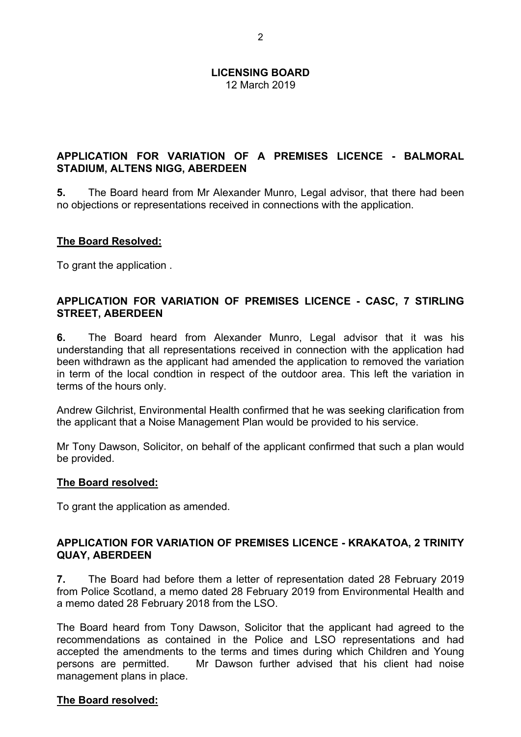**LICENSING BOARD**
12 March 2019

## APPLICATION FOR VARIATION OF A PREMISES LICENCE - BALMORAL STADIUM, ALTENS NIGG, ABERDEEN

**5.** The Board heard from Mr Alexander Munro, Legal advisor, that there had been no objections or representations received in connections with the application.

**The Board Resolved:**

To grant the application .

## APPLICATION FOR VARIATION OF PREMISES LICENCE - CASC, 7 STIRLING STREET, ABERDEEN

**6.** The Board heard from Alexander Munro, Legal advisor that it was his understanding that all representations received in connection with the application had been withdrawn as the applicant had amended the application to removed the variation in term of the local condtion in respect of the outdoor area. This left the variation in terms of the hours only.

Andrew Gilchrist, Environmental Health confirmed that he was seeking clarification from the applicant that a Noise Management Plan would be provided to his service.

Mr Tony Dawson, Solicitor, on behalf of the applicant confirmed that such a plan would be provided.

**The Board resolved:**

To grant the application as amended.

## APPLICATION FOR VARIATION OF PREMISES LICENCE - KRAKATOA, 2 TRINITY QUAY, ABERDEEN

**7.** The Board had before them a letter of representation dated 28 February 2019 from Police Scotland, a memo dated 28 February 2019 from Environmental Health and a memo dated 28 February 2018 from the LSO.

The Board heard from Tony Dawson, Solicitor that the applicant had agreed to the recommendations as contained in the Police and LSO representations and had accepted the amendments to the terms and times during which Children and Young persons are permitted. Mr Dawson further advised that his client had noise management plans in place.

**The Board resolved:**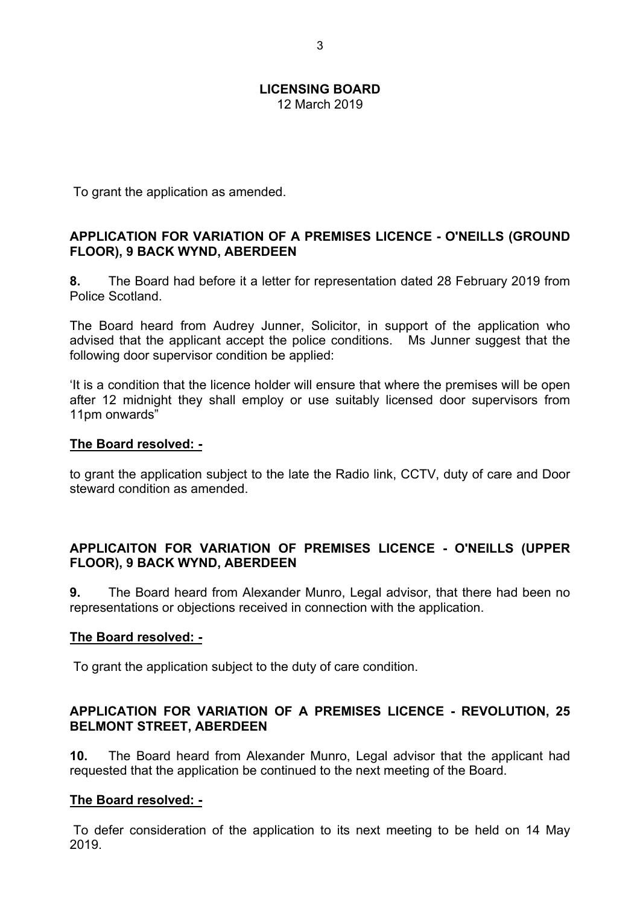To grant the application as amended.

**APPLICATION FOR VARIATION OF A PREMISES LICENCE - O'NEILLS (GROUND FLOOR), 9 BACK WYND, ABERDEEN**

**8.** The Board had before it a letter for representation dated 28 February 2019 from Police Scotland.

The Board heard from Audrey Junner, Solicitor, in support of the application who advised that the applicant accept the police conditions. Ms Junner suggest that the following door supervisor condition be applied:

'It is a condition that the licence holder will ensure that where the premises will be open after 12 midnight they shall employ or use suitably licensed door supervisors from 11pm onwards"

**The Board resolved: -**

to grant the application subject to the late the Radio link, CCTV, duty of care and Door steward condition as amended.

**APPLICAITON FOR VARIATION OF PREMISES LICENCE - O'NEILLS (UPPER FLOOR), 9 BACK WYND, ABERDEEN**

**9.** The Board heard from Alexander Munro, Legal advisor, that there had been no representations or objections received in connection with the application.

**The Board resolved: -**

To grant the application subject to the duty of care condition.

**APPLICATION FOR VARIATION OF A PREMISES LICENCE - REVOLUTION, 25 BELMONT STREET, ABERDEEN**

**10.** The Board heard from Alexander Munro, Legal advisor that the applicant had requested that the application be continued to the next meeting of the Board.

**The Board resolved: -**

To defer consideration of the application to its next meeting to be held on 14 May 2019.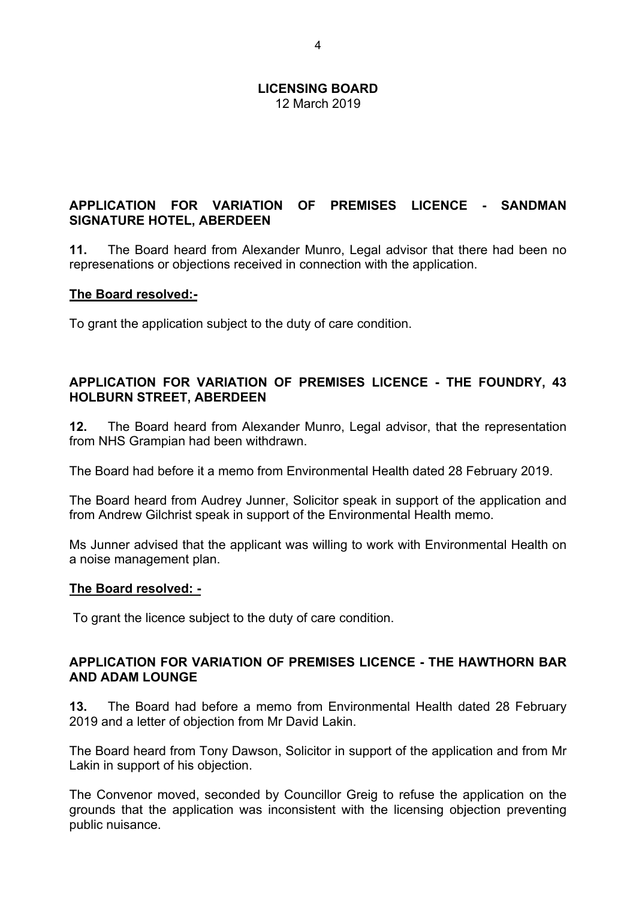**LICENSING BOARD**
12 March 2019

## APPLICATION FOR VARIATION OF PREMISES LICENCE - SANDMAN SIGNATURE HOTEL, ABERDEEN

**11.** The Board heard from Alexander Munro, Legal advisor that there had been no represenations or objections received in connection with the application.

**The Board resolved:-**

To grant the application subject to the duty of care condition.

## APPLICATION FOR VARIATION OF PREMISES LICENCE - THE FOUNDRY, 43 HOLBURN STREET, ABERDEEN

**12.** The Board heard from Alexander Munro, Legal advisor, that the representation from NHS Grampian had been withdrawn.

The Board had before it a memo from Environmental Health dated 28 February 2019.

The Board heard from Audrey Junner, Solicitor speak in support of the application and from Andrew Gilchrist speak in support of the Environmental Health memo.

Ms Junner advised that the applicant was willing to work with Environmental Health on a noise management plan.

**The Board resolved: -**

To grant the licence subject to the duty of care condition.

## APPLICATION FOR VARIATION OF PREMISES LICENCE - THE HAWTHORN BAR AND ADAM LOUNGE

**13.** The Board had before a memo from Environmental Health dated 28 February 2019 and a letter of objection from Mr David Lakin.

The Board heard from Tony Dawson, Solicitor in support of the application and from Mr Lakin in support of his objection.

The Convenor moved, seconded by Councillor Greig to refuse the application on the grounds that the application was inconsistent with the licensing objection preventing public nuisance.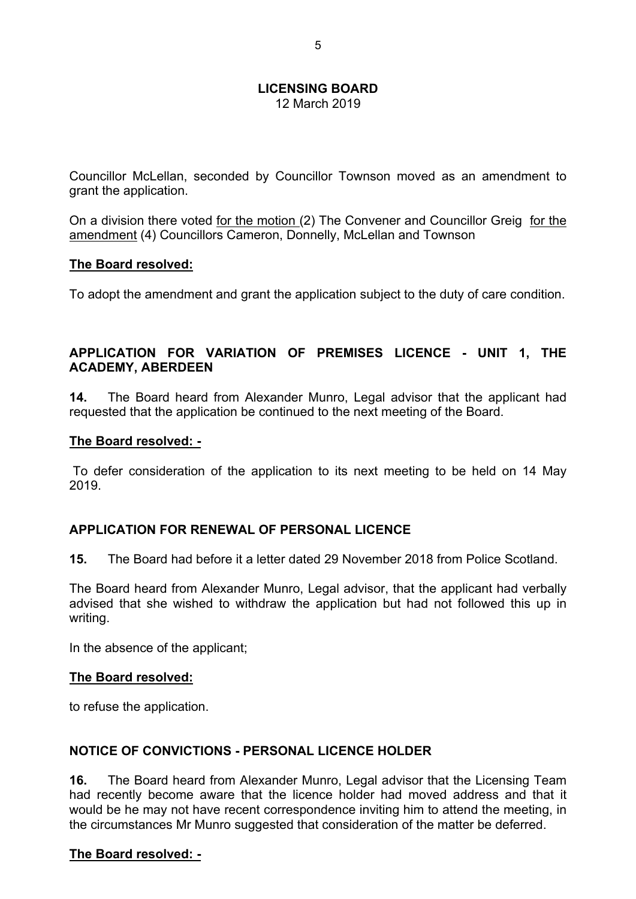Councillor McLellan, seconded by Councillor Townson moved as an amendment to grant the application.

On a division there voted <u>for the motion</u> (2) The Convener and Councillor Greig <u>for the amendment</u> (4) Councillors Cameron, Donnelly, McLellan and Townson

**<u>The Board resolved:</u>**

To adopt the amendment and grant the application subject to the duty of care condition.

## APPLICATION FOR VARIATION OF PREMISES LICENCE - UNIT 1, THE ACADEMY, ABERDEEN

**14.** The Board heard from Alexander Munro, Legal advisor that the applicant had requested that the application be continued to the next meeting of the Board.

**<u>The Board resolved: -</u>**

To defer consideration of the application to its next meeting to be held on 14 May 2019.

## APPLICATION FOR RENEWAL OF PERSONAL LICENCE

**15.** The Board had before it a letter dated 29 November 2018 from Police Scotland.

The Board heard from Alexander Munro, Legal advisor, that the applicant had verbally advised that she wished to withdraw the application but had not followed this up in writing.

In the absence of the applicant;

**<u>The Board resolved:</u>**

to refuse the application.

## NOTICE OF CONVICTIONS - PERSONAL LICENCE HOLDER

**16.** The Board heard from Alexander Munro, Legal advisor that the Licensing Team had recently become aware that the licence holder had moved address and that it would be he may not have recent correspondence inviting him to attend the meeting, in the circumstances Mr Munro suggested that consideration of the matter be deferred.

**<u>The Board resolved: -</u>**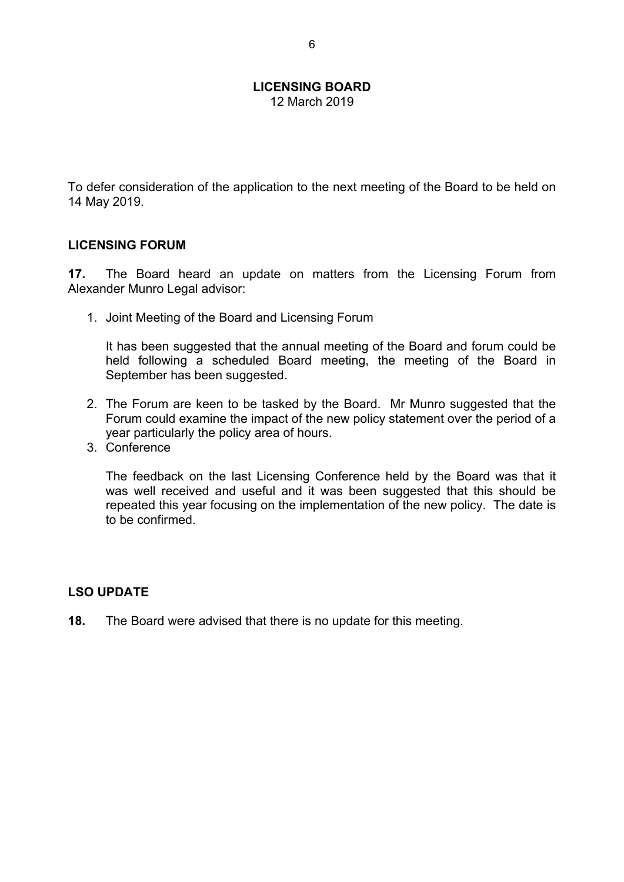To defer consideration of the application to the next meeting of the Board to be held on 14 May 2019.

## LICENSING FORUM

**17.** The Board heard an update on matters from the Licensing Forum from Alexander Munro Legal advisor:

1. Joint Meeting of the Board and Licensing Forum

   It has been suggested that the annual meeting of the Board and forum could be held following a scheduled Board meeting, the meeting of the Board in September has been suggested.

2. The Forum are keen to be tasked by the Board. Mr Munro suggested that the Forum could examine the impact of the new policy statement over the period of a year particularly the policy area of hours.
3. Conference

   The feedback on the last Licensing Conference held by the Board was that it was well received and useful and it was been suggested that this should be repeated this year focusing on the implementation of the new policy. The date is to be confirmed.

## LSO UPDATE

**18.** The Board were advised that there is no update for this meeting.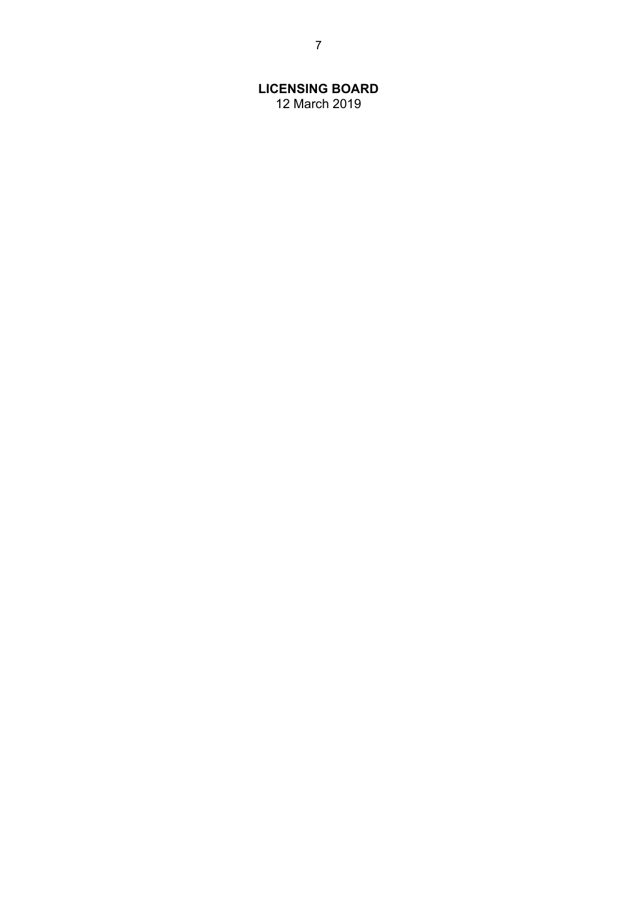**LICENSING BOARD**
12 March 2019